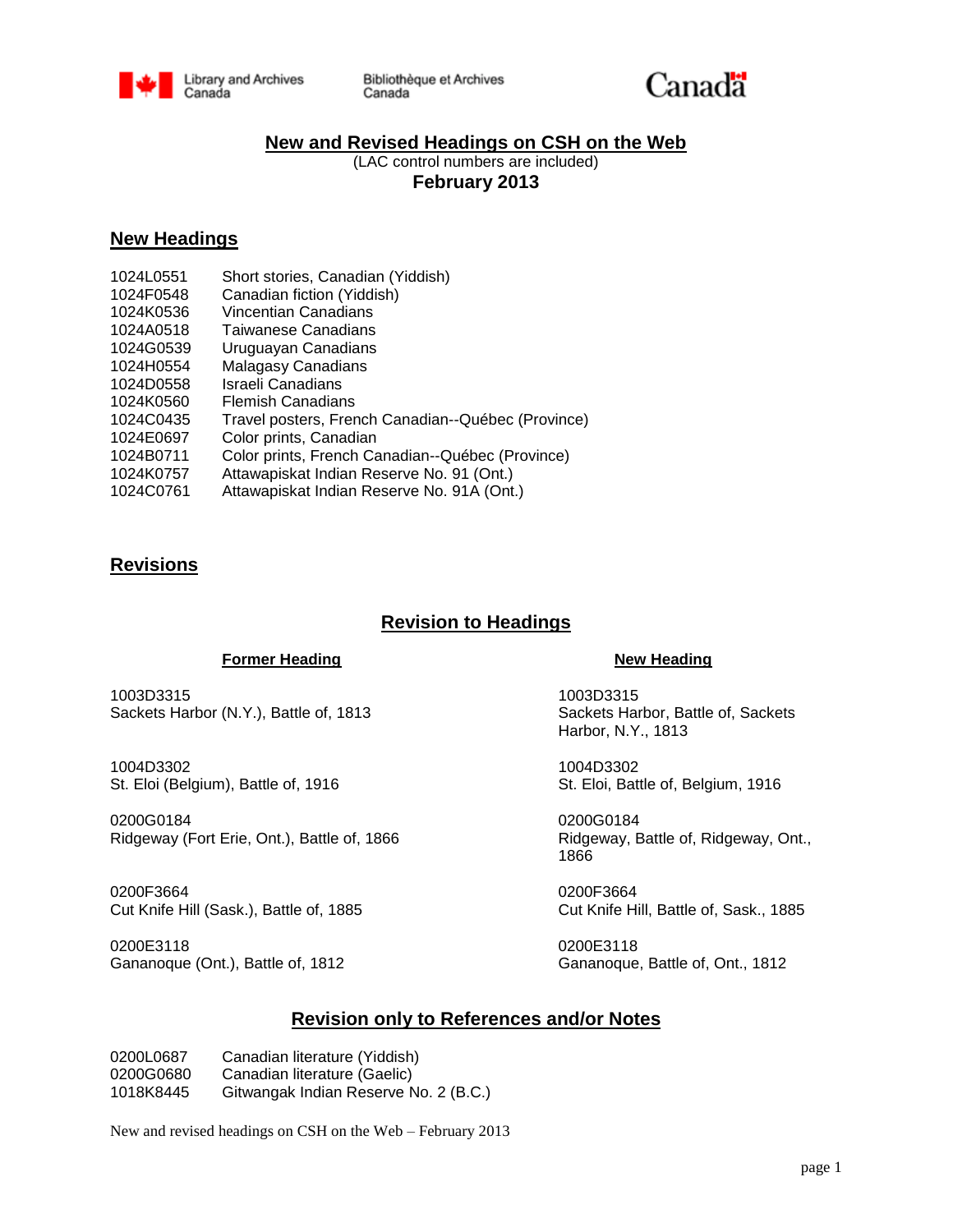Library and Archives Canada / Bibliothèque et Archives Canada

# New and Revised Headings on CSH on the Web

(LAC control numbers are included)

**February 2013**

## New Headings

| | |
|---|---|
| 1024L0551 | Short stories, Canadian (Yiddish) |
| 1024F0548 | Canadian fiction (Yiddish) |
| 1024K0536 | Vincentian Canadians |
| 1024A0518 | Taiwanese Canadians |
| 1024G0539 | Uruguayan Canadians |
| 1024H0554 | Malagasy Canadians |
| 1024D0558 | Israeli Canadians |
| 1024K0560 | Flemish Canadians |
| 1024C0435 | Travel posters, French Canadian--Québec (Province) |
| 1024E0697 | Color prints, Canadian |
| 1024B0711 | Color prints, French Canadian--Québec (Province) |
| 1024K0757 | Attawapiskat Indian Reserve No. 91 (Ont.) |
| 1024C0761 | Attawapiskat Indian Reserve No. 91A (Ont.) |

## Revisions

### Revision to Headings

| Former Heading | New Heading |
|---|---|
| 1003D3315<br>Sackets Harbor (N.Y.), Battle of, 1813 | 1003D3315<br>Sackets Harbor, Battle of, Sackets Harbor, N.Y., 1813 |
| 1004D3302<br>St. Eloi (Belgium), Battle of, 1916 | 1004D3302<br>St. Eloi, Battle of, Belgium, 1916 |
| 0200G0184<br>Ridgeway (Fort Erie, Ont.), Battle of, 1866 | 0200G0184<br>Ridgeway, Battle of, Ridgeway, Ont., 1866 |
| 0200F3664<br>Cut Knife Hill (Sask.), Battle of, 1885 | 0200F3664<br>Cut Knife Hill, Battle of, Sask., 1885 |
| 0200E3118<br>Gananoque (Ont.), Battle of, 1812 | 0200E3118<br>Gananoque, Battle of, Ont., 1812 |

### Revision only to References and/or Notes

| | |
|---|---|
| 0200L0687 | Canadian literature (Yiddish) |
| 0200G0680 | Canadian literature (Gaelic) |
| 1018K8445 | Gitwangak Indian Reserve No. 2 (B.C.) |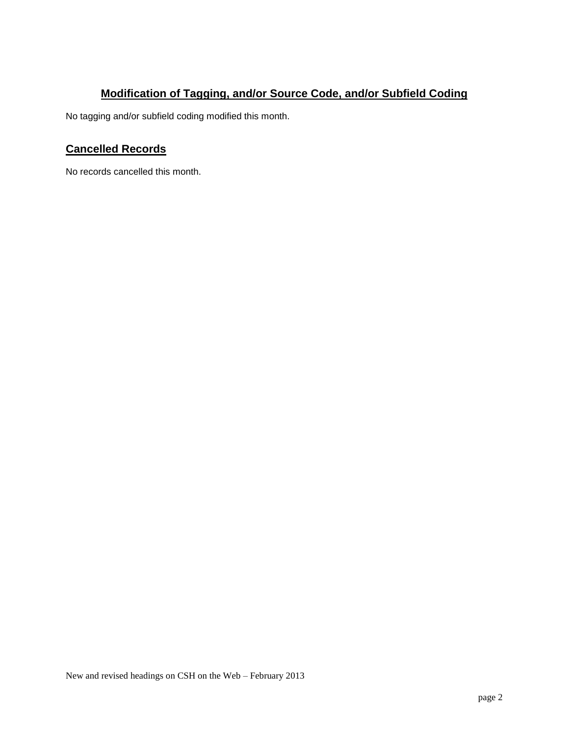## Modification of Tagging, and/or Source Code, and/or Subfield Coding

No tagging and/or subfield coding modified this month.

## Cancelled Records

No records cancelled this month.